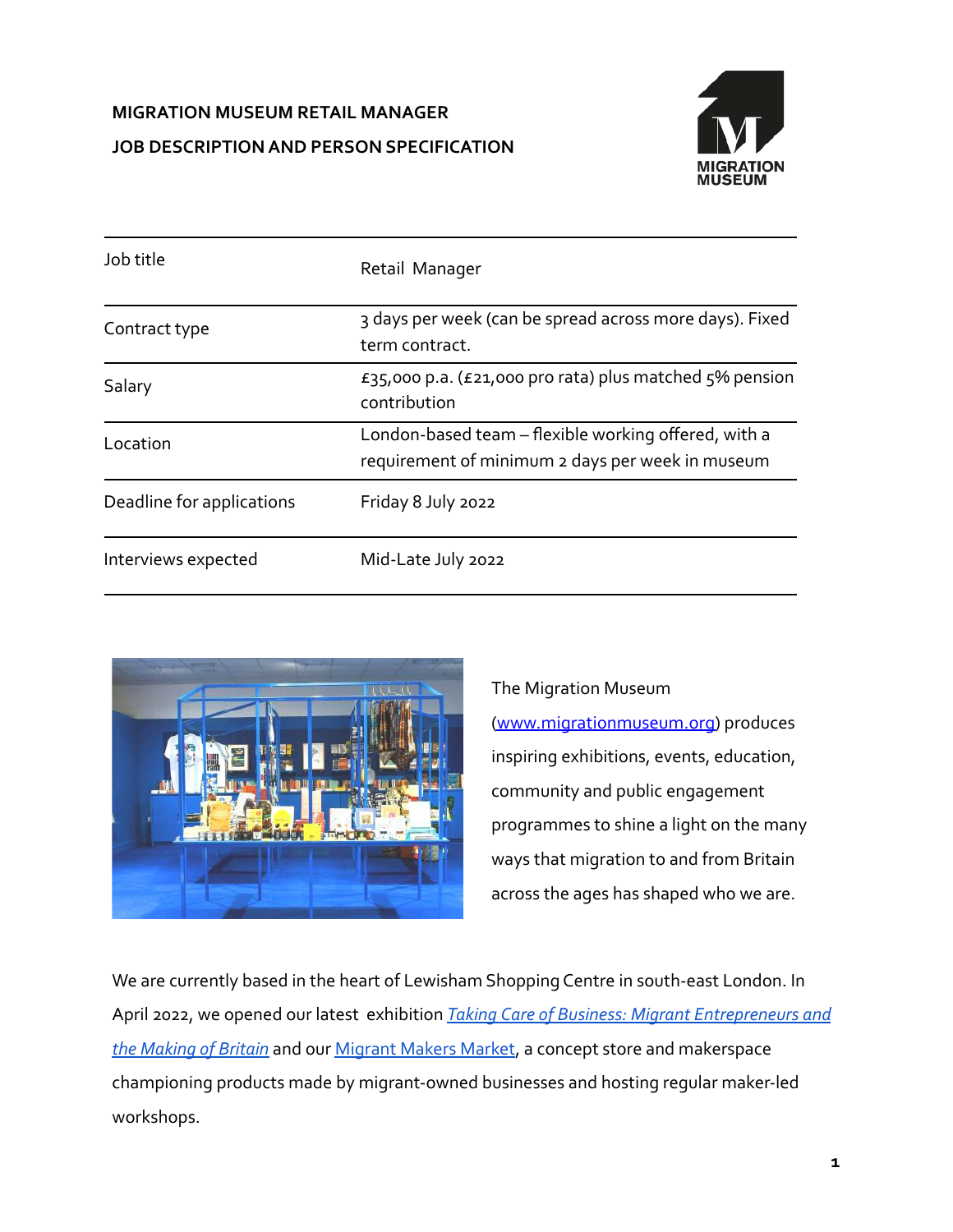**MIGRATION MUSEUM RETAIL MANAGER**

**JOB DESCRIPTION AND PERSON SPECIFICATION**

| | |
|---|---|
| Job title | Retail Manager |
| Contract type | 3 days per week (can be spread across more days). Fixed term contract. |
| Salary | £35,000 p.a. (£21,000 pro rata) plus matched 5% pension contribution |
| Location | London-based team – flexible working offered, with a requirement of minimum 2 days per week in museum |
| Deadline for applications | Friday 8 July 2022 |
| Interviews expected | Mid-Late July 2022 |

The Migration Museum ([www.migrationmuseum.org](www.migrationmuseum.org)) produces inspiring exhibitions, events, education, community and public engagement programmes to shine a light on the many ways that migration to and from Britain across the ages has shaped who we are.

We are currently based in the heart of Lewisham Shopping Centre in south-east London. In April 2022, we opened our latest exhibition *Taking Care of Business: Migrant Entrepreneurs and the Making of Britain* and our Migrant Makers Market, a concept store and makerspace championing products made by migrant-owned businesses and hosting regular maker-led workshops.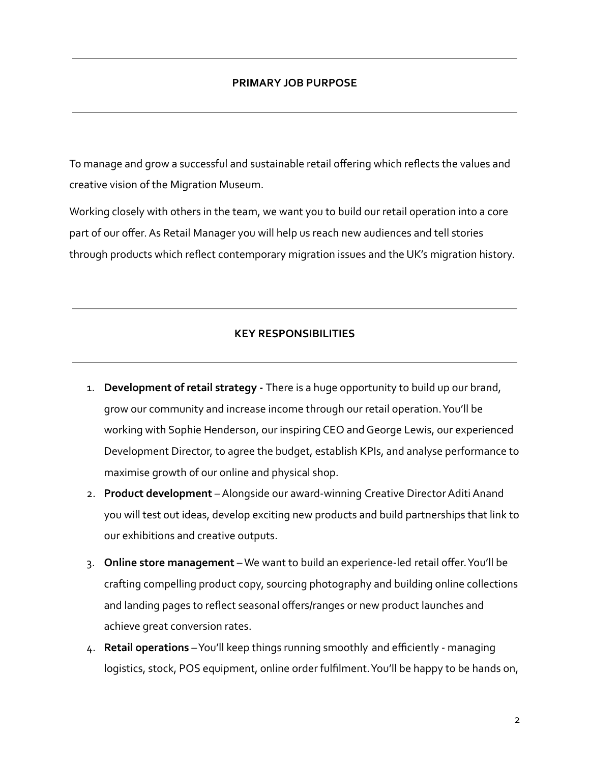## PRIMARY JOB PURPOSE

To manage and grow a successful and sustainable retail offering which reflects the values and creative vision of the Migration Museum.

Working closely with others in the team, we want you to build our retail operation into a core part of our offer. As Retail Manager you will help us reach new audiences and tell stories through products which reflect contemporary migration issues and the UK's migration history.

## KEY RESPONSIBILITIES

1. **Development of retail strategy -** There is a huge opportunity to build up our brand, grow our community and increase income through our retail operation. You'll be working with Sophie Henderson, our inspiring CEO and George Lewis, our experienced Development Director, to agree the budget, establish KPIs, and analyse performance to maximise growth of our online and physical shop.
2. **Product development** – Alongside our award-winning Creative Director Aditi Anand you will test out ideas, develop exciting new products and build partnerships that link to our exhibitions and creative outputs.
3. **Online store management** – We want to build an experience-led retail offer. You'll be crafting compelling product copy, sourcing photography and building online collections and landing pages to reflect seasonal offers/ranges or new product launches and achieve great conversion rates.
4. **Retail operations** – You'll keep things running smoothly and efficiently - managing logistics, stock, POS equipment, online order fulfilment. You'll be happy to be hands on,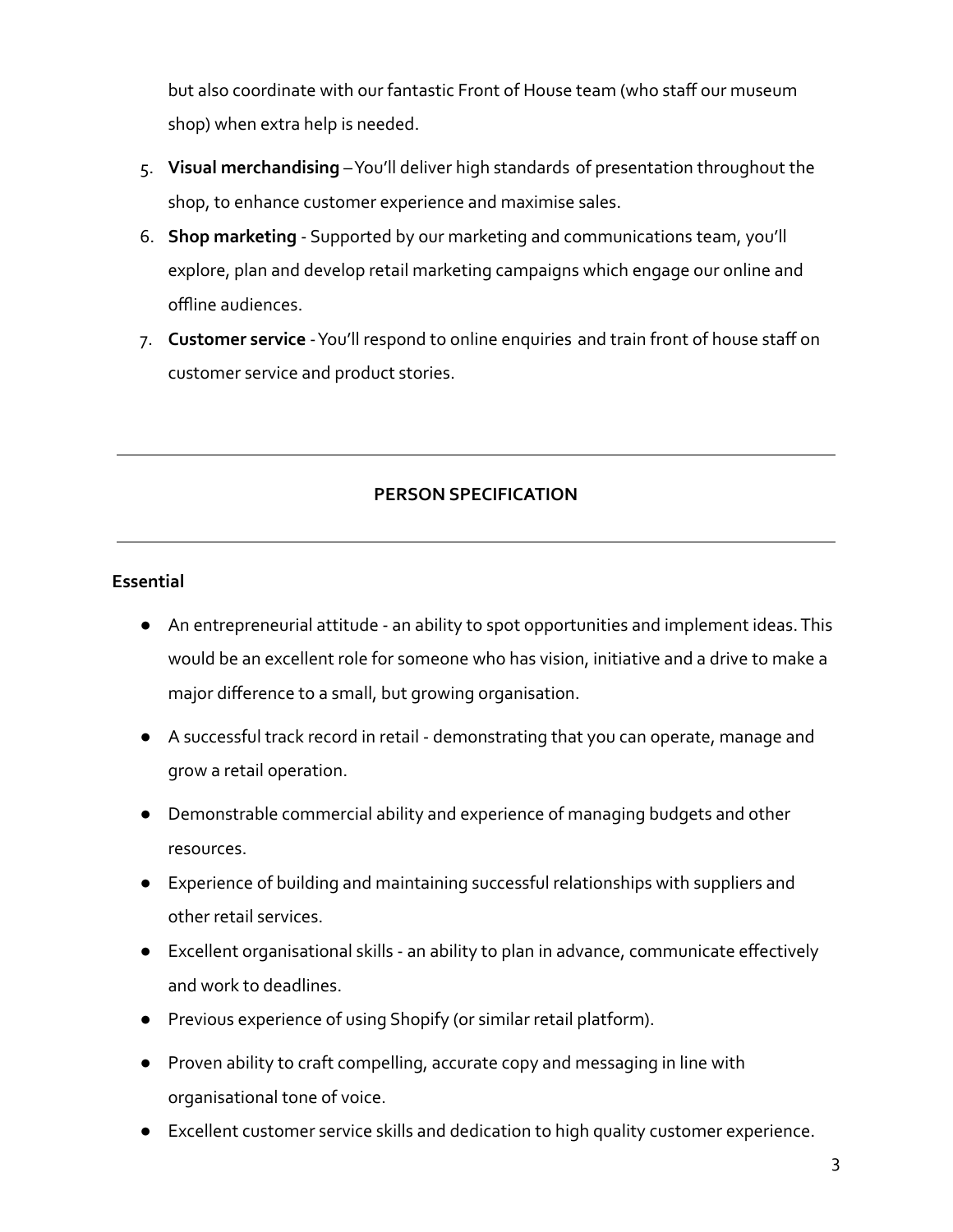but also coordinate with our fantastic Front of House team (who staff our museum shop) when extra help is needed.

5. **Visual merchandising** – You'll deliver high standards of presentation throughout the shop, to enhance customer experience and maximise sales.
6. **Shop marketing** - Supported by our marketing and communications team, you'll explore, plan and develop retail marketing campaigns which engage our online and offline audiences.
7. **Customer service** - You'll respond to online enquiries and train front of house staff on customer service and product stories.

---

## PERSON SPECIFICATION

---

**Essential**

- An entrepreneurial attitude - an ability to spot opportunities and implement ideas. This would be an excellent role for someone who has vision, initiative and a drive to make a major difference to a small, but growing organisation.
- A successful track record in retail - demonstrating that you can operate, manage and grow a retail operation.
- Demonstrable commercial ability and experience of managing budgets and other resources.
- Experience of building and maintaining successful relationships with suppliers and other retail services.
- Excellent organisational skills - an ability to plan in advance, communicate effectively and work to deadlines.
- Previous experience of using Shopify (or similar retail platform).
- Proven ability to craft compelling, accurate copy and messaging in line with organisational tone of voice.
- Excellent customer service skills and dedication to high quality customer experience.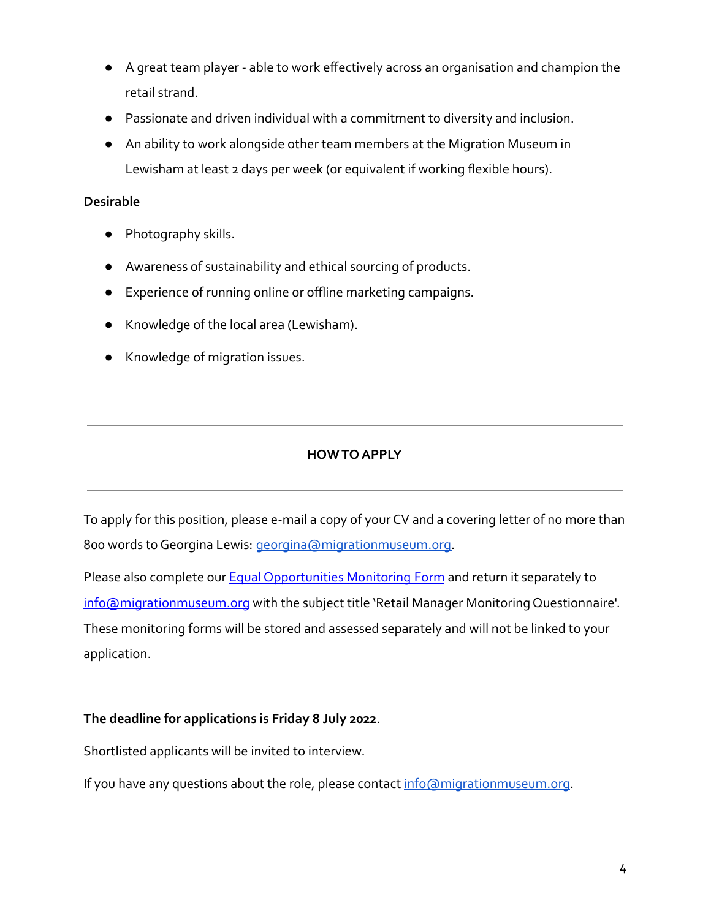- A great team player - able to work effectively across an organisation and champion the retail strand.
- Passionate and driven individual with a commitment to diversity and inclusion.
- An ability to work alongside other team members at the Migration Museum in Lewisham at least 2 days per week (or equivalent if working flexible hours).

**Desirable**

- Photography skills.
- Awareness of sustainability and ethical sourcing of products.
- Experience of running online or offline marketing campaigns.
- Knowledge of the local area (Lewisham).
- Knowledge of migration issues.

---

**HOW TO APPLY**

---

To apply for this position, please e-mail a copy of your CV and a covering letter of no more than 800 words to Georgina Lewis: georgina@migrationmuseum.org.

Please also complete our Equal Opportunities Monitoring Form and return it separately to info@migrationmuseum.org with the subject title 'Retail Manager Monitoring Questionnaire'. These monitoring forms will be stored and assessed separately and will not be linked to your application.

**The deadline for applications is Friday 8 July 2022**.

Shortlisted applicants will be invited to interview.

If you have any questions about the role, please contact info@migrationmuseum.org.